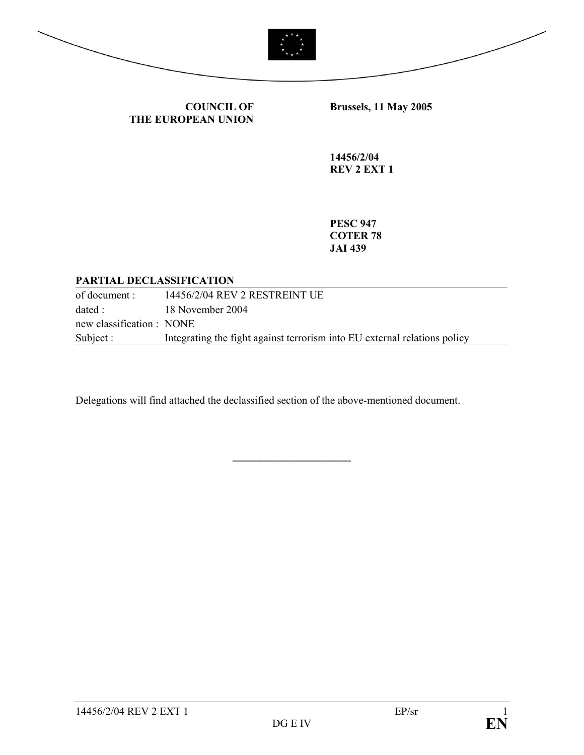**COUNCIL OF THE EUROPEAN UNION**

**Brussels, 11 May 2005**

**14456/2/04**
**REV 2 EXT 1**

**PESC 947**
**COTER 78**
**JAI 439**

**PARTIAL DECLASSIFICATION**

| | |
|---|---|
| of document : | 14456/2/04 REV 2 RESTREINT UE |
| dated : | 18 November 2004 |
| new classification : | NONE |
| Subject : | Integrating the fight against terrorism into EU external relations policy |

Delegations will find attached the declassified section of the above-mentioned document.

---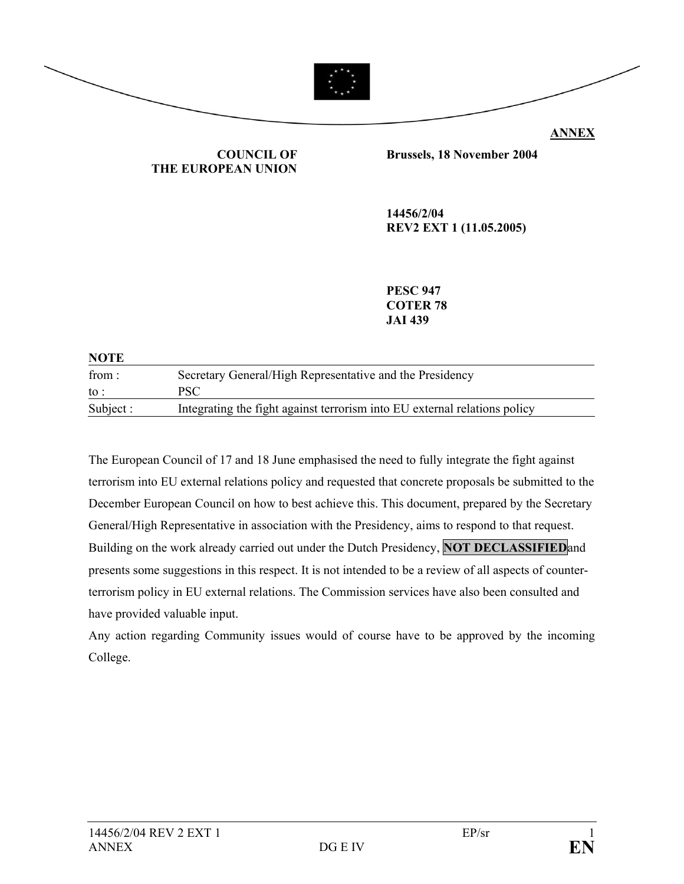**ANNEX**

**COUNCIL OF THE EUROPEAN UNION**

**Brussels, 18 November 2004**

**14456/2/04**
**REV2 EXT 1 (11.05.2005)**

**PESC 947**
**COTER 78**
**JAI 439**

**NOTE**

| | |
|---|---|
| from : | Secretary General/High Representative and the Presidency |
| to : | PSC |
| Subject : | Integrating the fight against terrorism into EU external relations policy |

The European Council of 17 and 18 June emphasised the need to fully integrate the fight against terrorism into EU external relations policy and requested that concrete proposals be submitted to the December European Council on how to best achieve this. This document, prepared by the Secretary General/High Representative in association with the Presidency, aims to respond to that request. Building on the work already carried out under the Dutch Presidency, **NOT DECLASSIFIED** and presents some suggestions in this respect. It is not intended to be a review of all aspects of counter-terrorism policy in EU external relations. The Commission services have also been consulted and have provided valuable input.

Any action regarding Community issues would of course have to be approved by the incoming College.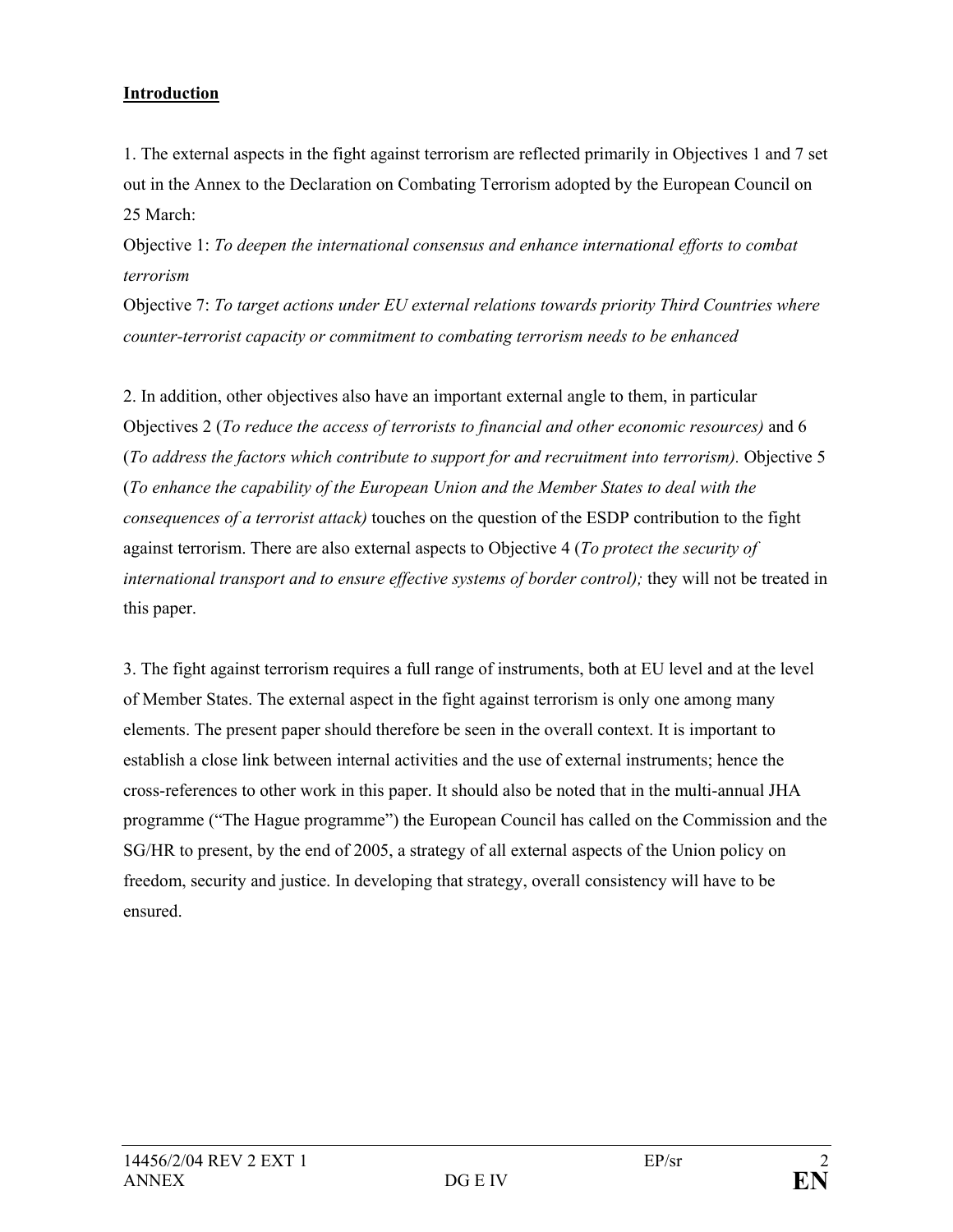**Introduction**

1. The external aspects in the fight against terrorism are reflected primarily in Objectives 1 and 7 set out in the Annex to the Declaration on Combating Terrorism adopted by the European Council on 25 March:

Objective 1: *To deepen the international consensus and enhance international efforts to combat terrorism*

Objective 7: *To target actions under EU external relations towards priority Third Countries where counter-terrorist capacity or commitment to combating terrorism needs to be enhanced*

2. In addition, other objectives also have an important external angle to them, in particular Objectives 2 (*To reduce the access of terrorists to financial and other economic resources)* and 6 (*To address the factors which contribute to support for and recruitment into terrorism).* Objective 5 (*To enhance the capability of the European Union and the Member States to deal with the consequences of a terrorist attack)* touches on the question of the ESDP contribution to the fight against terrorism. There are also external aspects to Objective 4 (*To protect the security of international transport and to ensure effective systems of border control);* they will not be treated in this paper.

3. The fight against terrorism requires a full range of instruments, both at EU level and at the level of Member States. The external aspect in the fight against terrorism is only one among many elements. The present paper should therefore be seen in the overall context. It is important to establish a close link between internal activities and the use of external instruments; hence the cross-references to other work in this paper. It should also be noted that in the multi-annual JHA programme ("The Hague programme") the European Council has called on the Commission and the SG/HR to present, by the end of 2005, a strategy of all external aspects of the Union policy on freedom, security and justice. In developing that strategy, overall consistency will have to be ensured.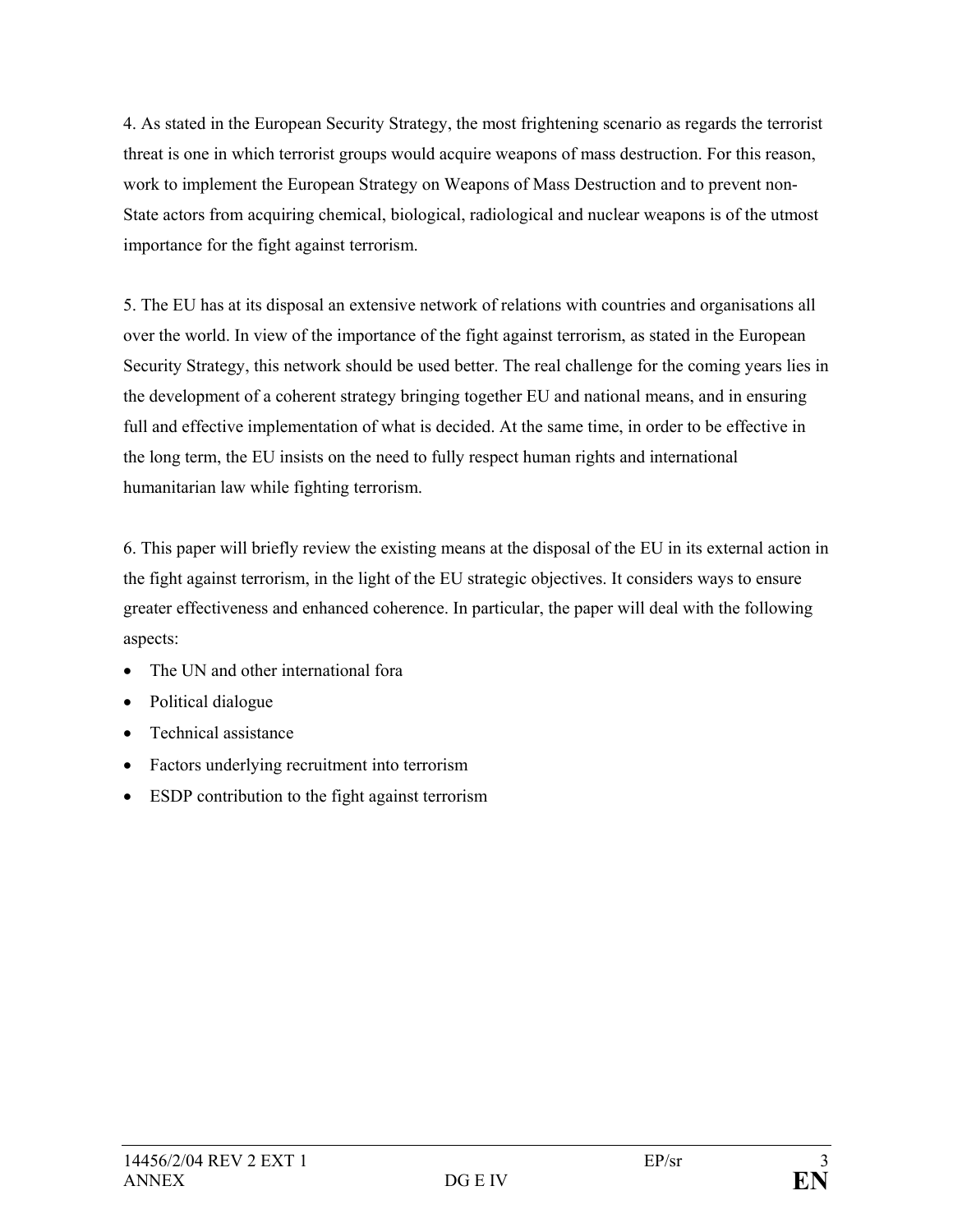4. As stated in the European Security Strategy, the most frightening scenario as regards the terrorist threat is one in which terrorist groups would acquire weapons of mass destruction. For this reason, work to implement the European Strategy on Weapons of Mass Destruction and to prevent non-State actors from acquiring chemical, biological, radiological and nuclear weapons is of the utmost importance for the fight against terrorism.

5. The EU has at its disposal an extensive network of relations with countries and organisations all over the world. In view of the importance of the fight against terrorism, as stated in the European Security Strategy, this network should be used better. The real challenge for the coming years lies in the development of a coherent strategy bringing together EU and national means, and in ensuring full and effective implementation of what is decided. At the same time, in order to be effective in the long term, the EU insists on the need to fully respect human rights and international humanitarian law while fighting terrorism.

6. This paper will briefly review the existing means at the disposal of the EU in its external action in the fight against terrorism, in the light of the EU strategic objectives. It considers ways to ensure greater effectiveness and enhanced coherence. In particular, the paper will deal with the following aspects:

- The UN and other international fora
- Political dialogue
- Technical assistance
- Factors underlying recruitment into terrorism
- ESDP contribution to the fight against terrorism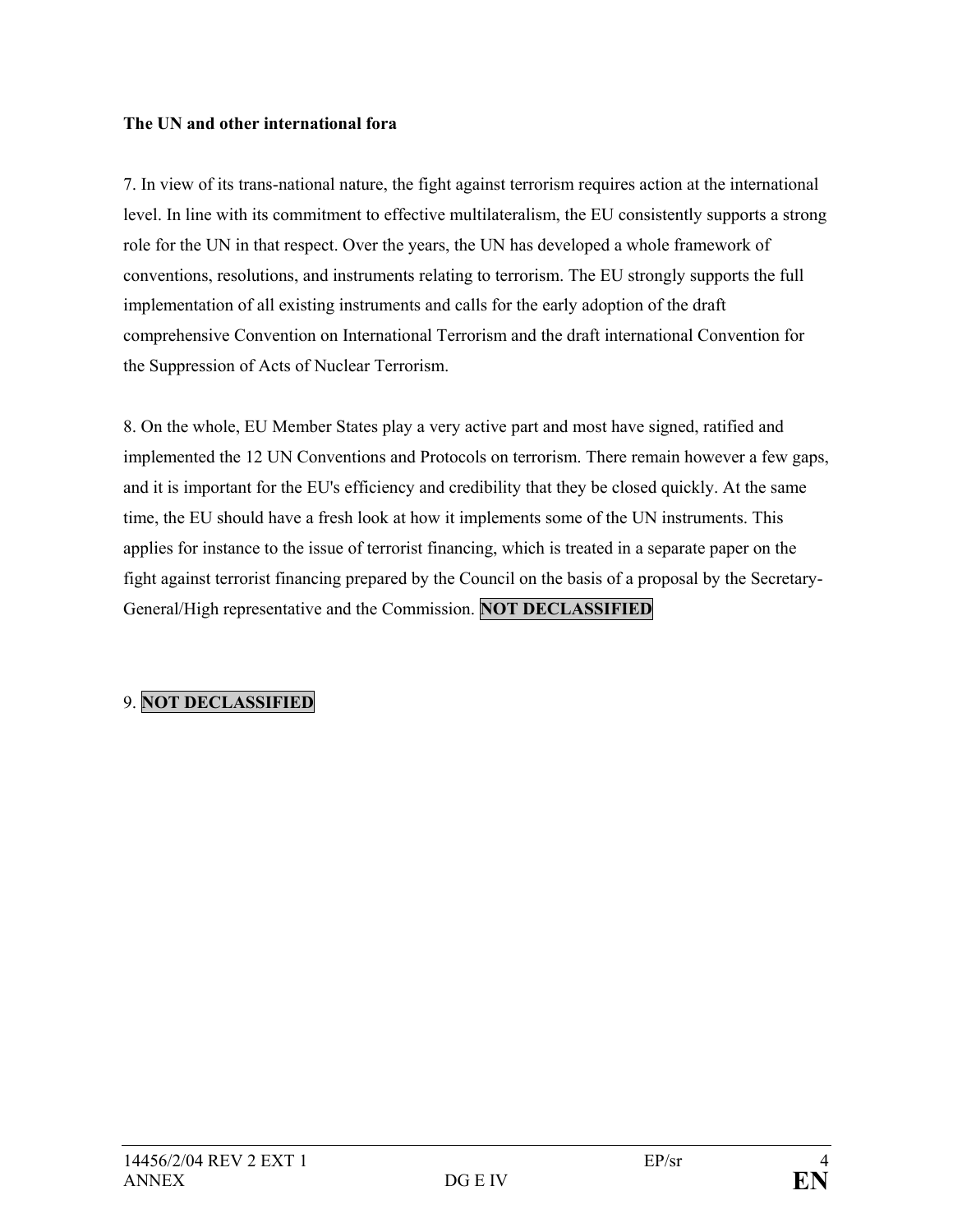**The UN and other international fora**

7. In view of its trans-national nature, the fight against terrorism requires action at the international level. In line with its commitment to effective multilateralism, the EU consistently supports a strong role for the UN in that respect. Over the years, the UN has developed a whole framework of conventions, resolutions, and instruments relating to terrorism. The EU strongly supports the full implementation of all existing instruments and calls for the early adoption of the draft comprehensive Convention on International Terrorism and the draft international Convention for the Suppression of Acts of Nuclear Terrorism.

8. On the whole, EU Member States play a very active part and most have signed, ratified and implemented the 12 UN Conventions and Protocols on terrorism. There remain however a few gaps, and it is important for the EU's efficiency and credibility that they be closed quickly. At the same time, the EU should have a fresh look at how it implements some of the UN instruments. This applies for instance to the issue of terrorist financing, which is treated in a separate paper on the fight against terrorist financing prepared by the Council on the basis of a proposal by the Secretary-General/High representative and the Commission. **NOT DECLASSIFIED**

9. **NOT DECLASSIFIED**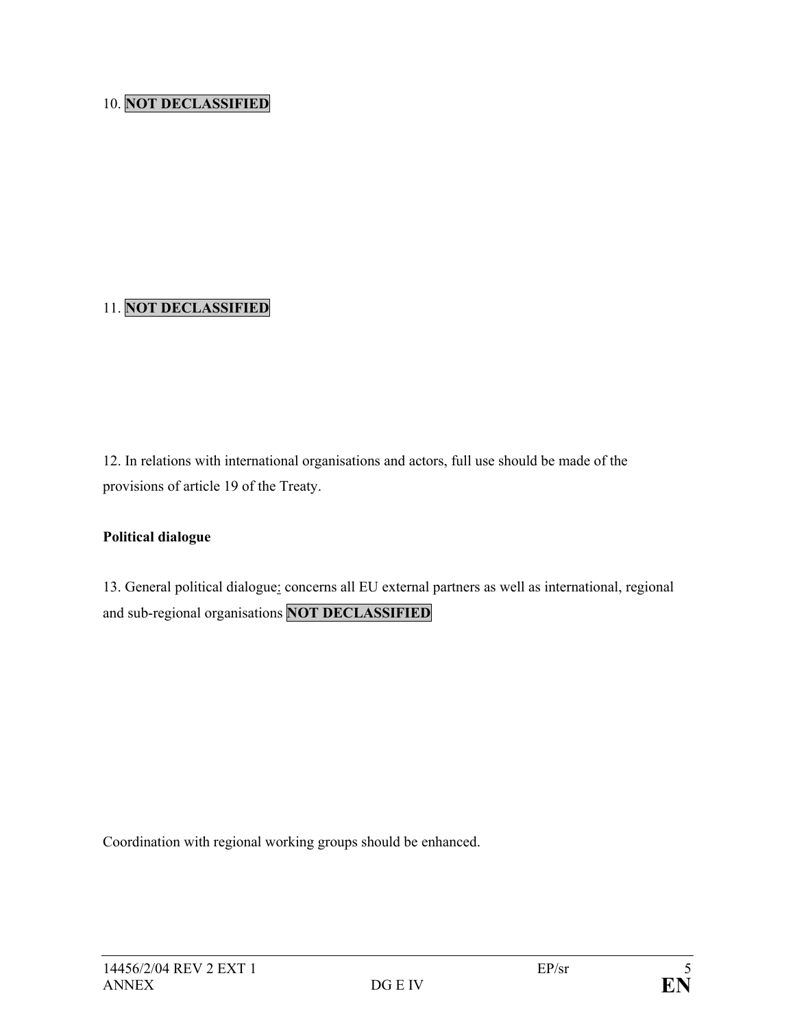10. **NOT DECLASSIFIED**

11. **NOT DECLASSIFIED**

12. In relations with international organisations and actors, full use should be made of the provisions of article 19 of the Treaty.

**Political dialogue**

13. General political dialogue: concerns all EU external partners as well as international, regional and sub-regional organisations **NOT DECLASSIFIED**

Coordination with regional working groups should be enhanced.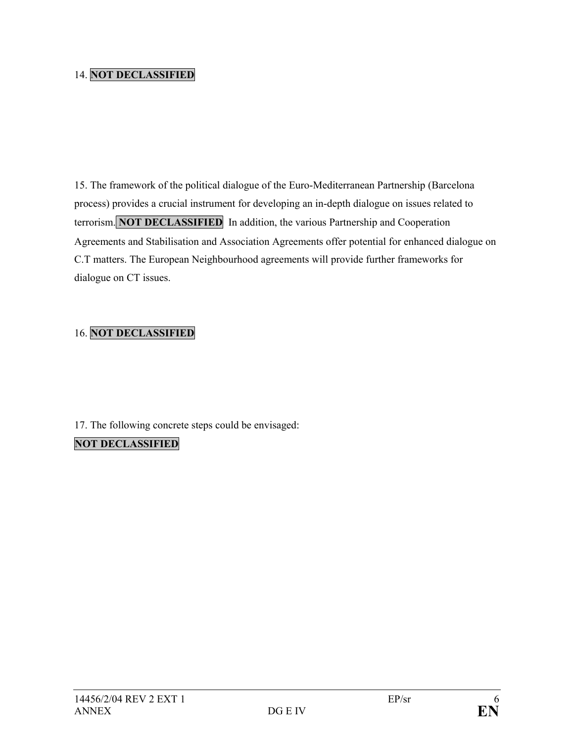14. **NOT DECLASSIFIED**

15. The framework of the political dialogue of the Euro-Mediterranean Partnership (Barcelona process) provides a crucial instrument for developing an in-depth dialogue on issues related to terrorism. **NOT DECLASSIFIED** In addition, the various Partnership and Cooperation Agreements and Stabilisation and Association Agreements offer potential for enhanced dialogue on C.T matters. The European Neighbourhood agreements will provide further frameworks for dialogue on CT issues.

16. **NOT DECLASSIFIED**

17. The following concrete steps could be envisaged:

**NOT DECLASSIFIED**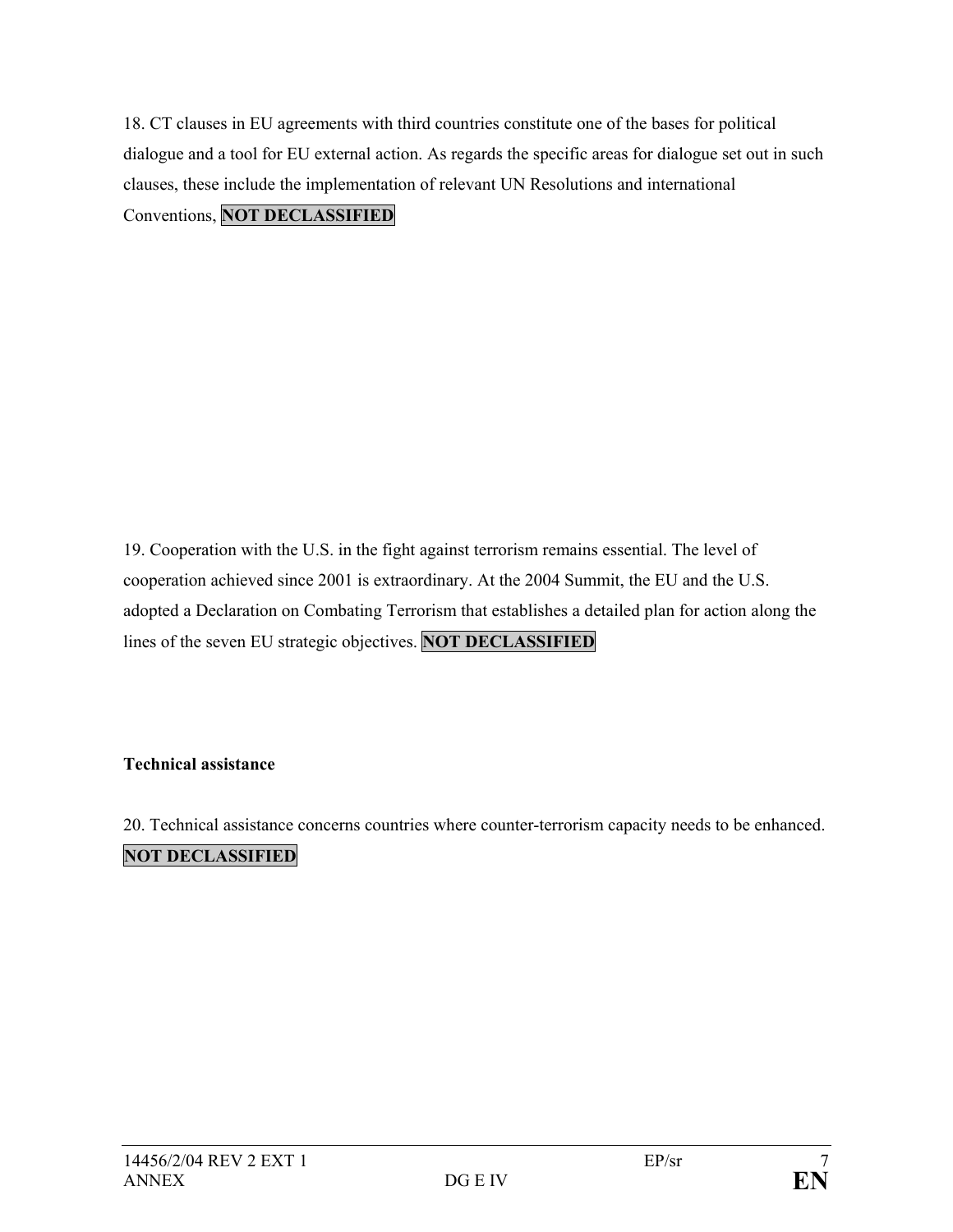18. CT clauses in EU agreements with third countries constitute one of the bases for political dialogue and a tool for EU external action. As regards the specific areas for dialogue set out in such clauses, these include the implementation of relevant UN Resolutions and international Conventions, **NOT DECLASSIFIED**

19. Cooperation with the U.S. in the fight against terrorism remains essential. The level of cooperation achieved since 2001 is extraordinary. At the 2004 Summit, the EU and the U.S. adopted a Declaration on Combating Terrorism that establishes a detailed plan for action along the lines of the seven EU strategic objectives. **NOT DECLASSIFIED**

**Technical assistance**

20. Technical assistance concerns countries where counter-terrorism capacity needs to be enhanced. **NOT DECLASSIFIED**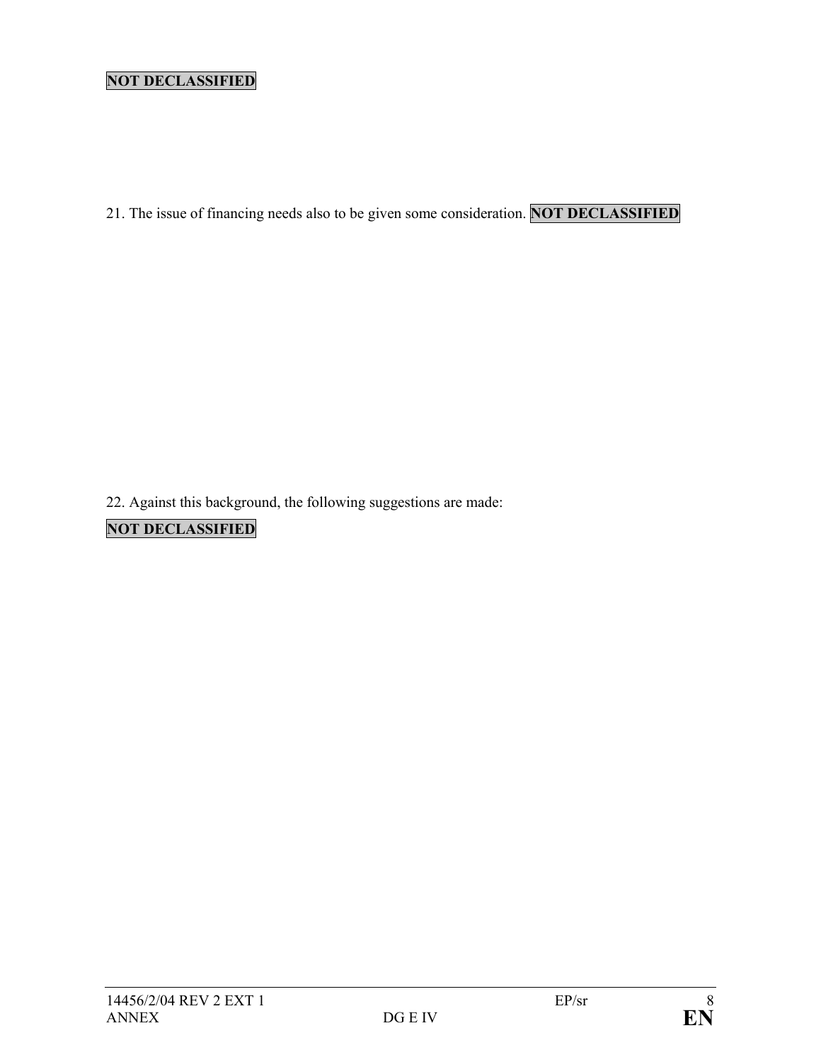**NOT DECLASSIFIED**

21. The issue of financing needs also to be given some consideration. **NOT DECLASSIFIED**

22. Against this background, the following suggestions are made:

**NOT DECLASSIFIED**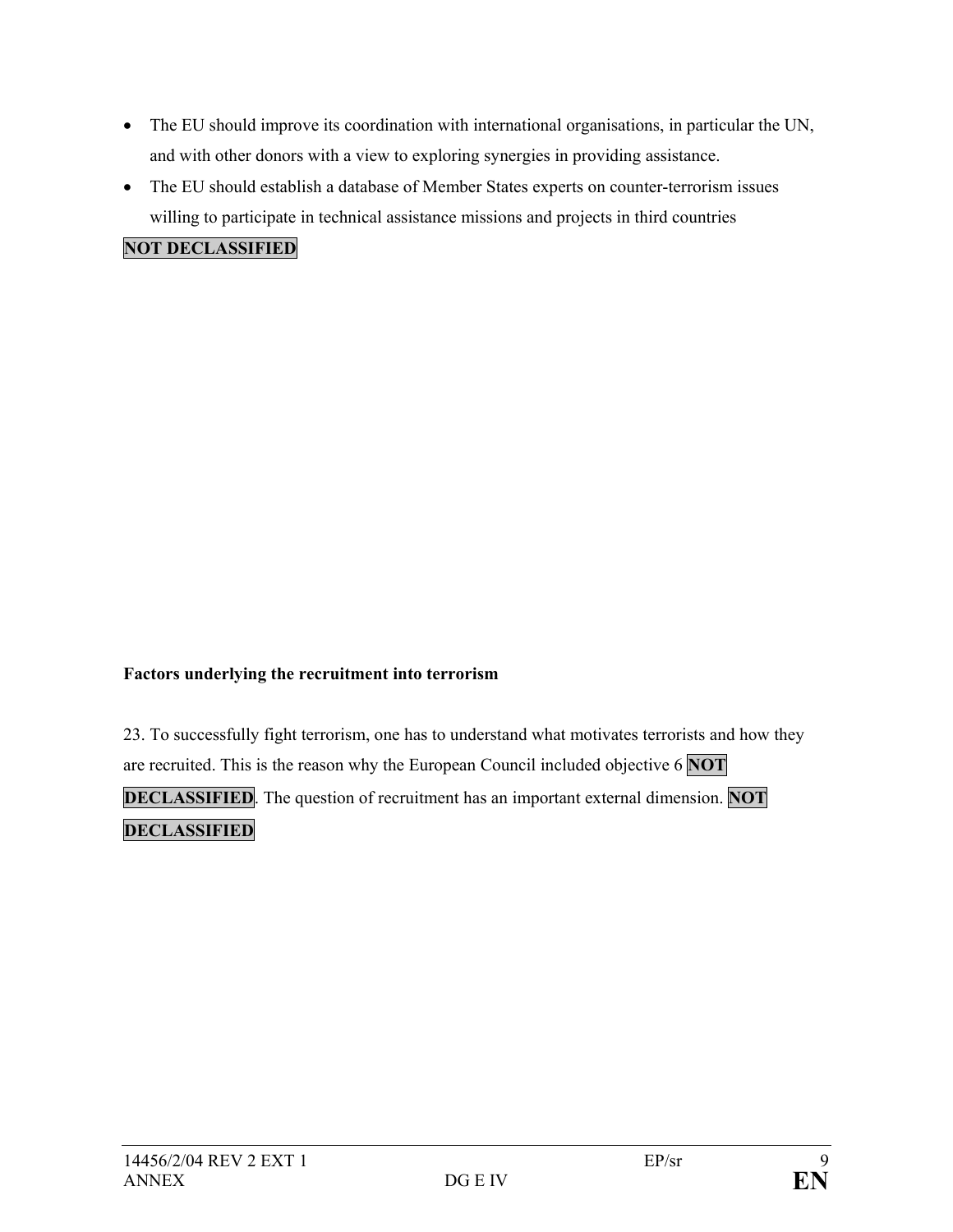- The EU should improve its coordination with international organisations, in particular the UN, and with other donors with a view to exploring synergies in providing assistance.
- The EU should establish a database of Member States experts on counter-terrorism issues willing to participate in technical assistance missions and projects in third countries

**NOT DECLASSIFIED**

**Factors underlying the recruitment into terrorism**

23. To successfully fight terrorism, one has to understand what motivates terrorists and how they are recruited. This is the reason why the European Council included objective 6 **NOT DECLASSIFIED**. The question of recruitment has an important external dimension. **NOT DECLASSIFIED**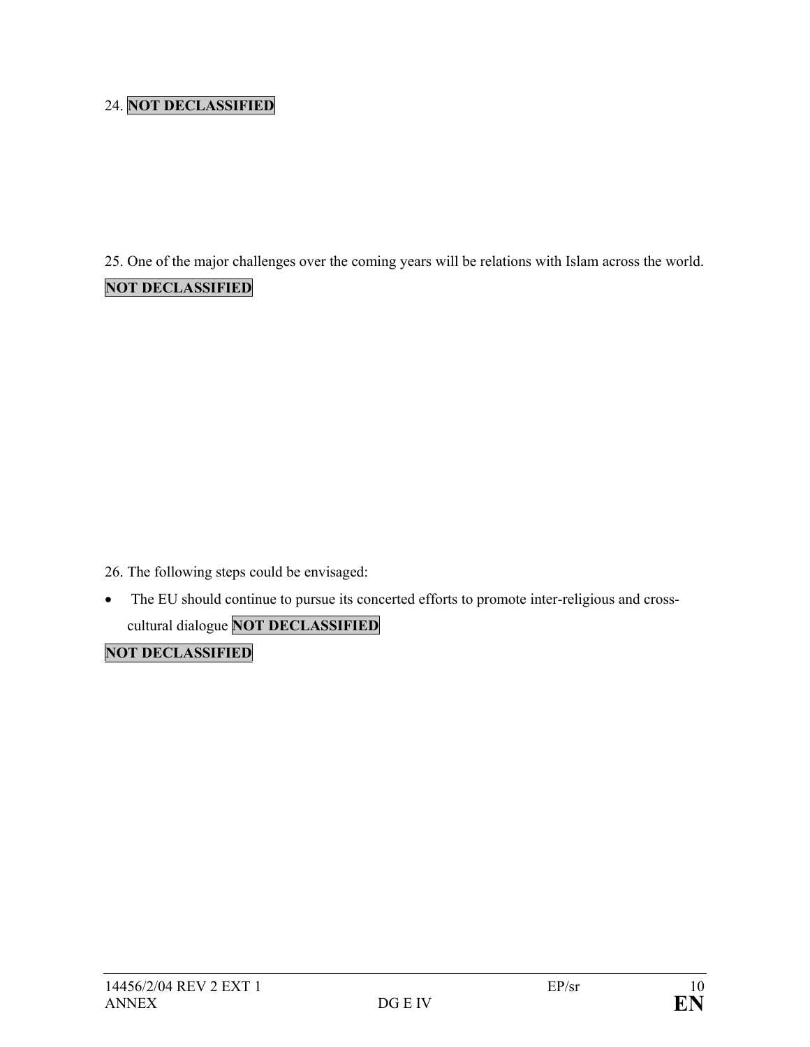24. **NOT DECLASSIFIED**

25. One of the major challenges over the coming years will be relations with Islam across the world. **NOT DECLASSIFIED**

26. The following steps could be envisaged:

- The EU should continue to pursue its concerted efforts to promote inter-religious and cross-cultural dialogue **NOT DECLASSIFIED**

**NOT DECLASSIFIED**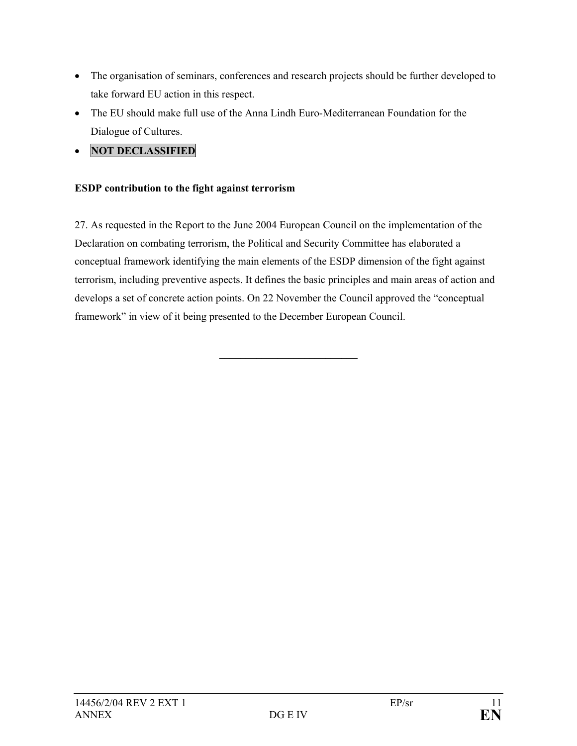- The organisation of seminars, conferences and research projects should be further developed to take forward EU action in this respect.
- The EU should make full use of the Anna Lindh Euro-Mediterranean Foundation for the Dialogue of Cultures.
- **NOT DECLASSIFIED**

**ESDP contribution to the fight against terrorism**

27. As requested in the Report to the June 2004 European Council on the implementation of the Declaration on combating terrorism, the Political and Security Committee has elaborated a conceptual framework identifying the main elements of the ESDP dimension of the fight against terrorism, including preventive aspects. It defines the basic principles and main areas of action and develops a set of concrete action points. On 22 November the Council approved the "conceptual framework" in view of it being presented to the December European Council.

---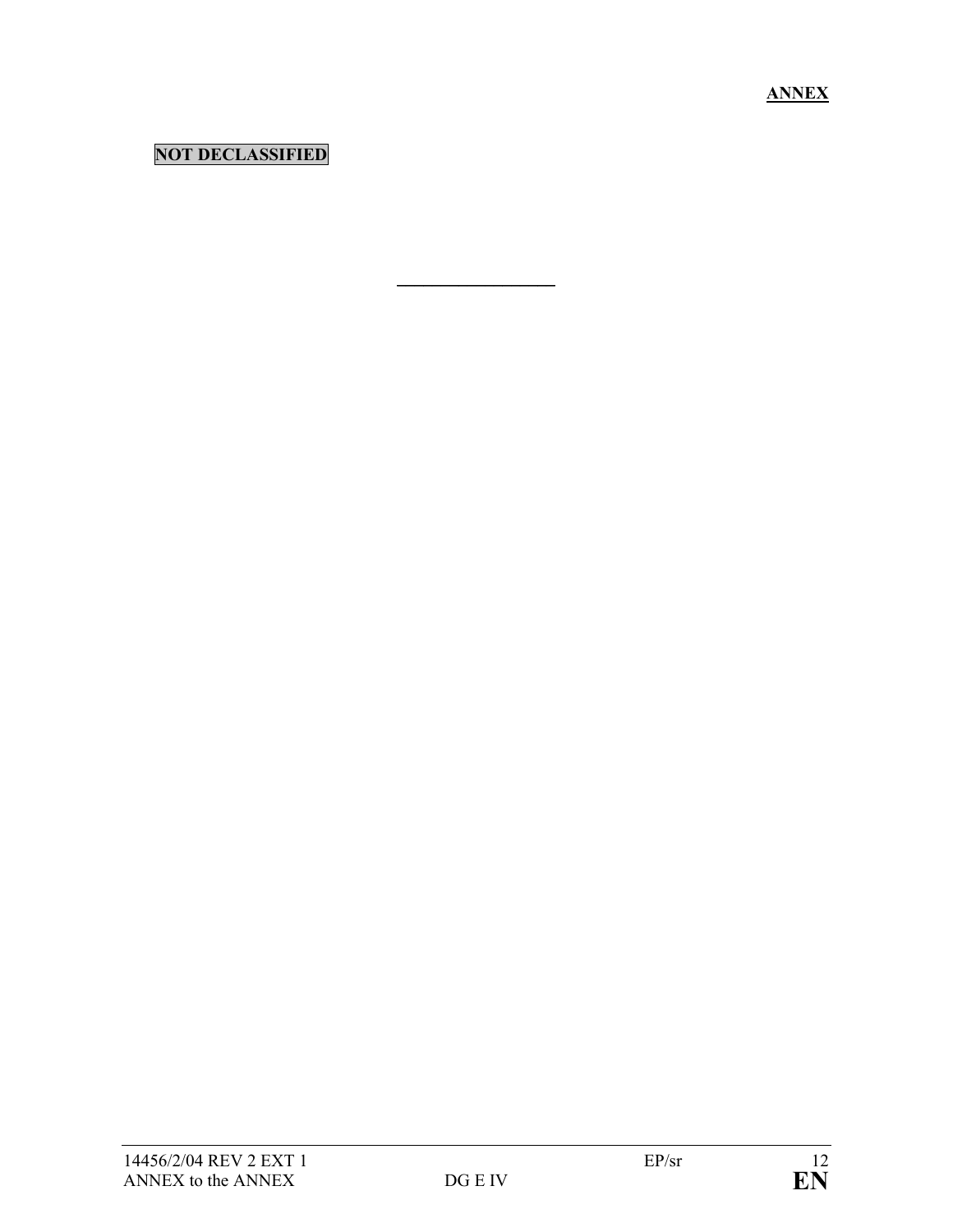**ANNEX**

**NOT DECLASSIFIED**

---